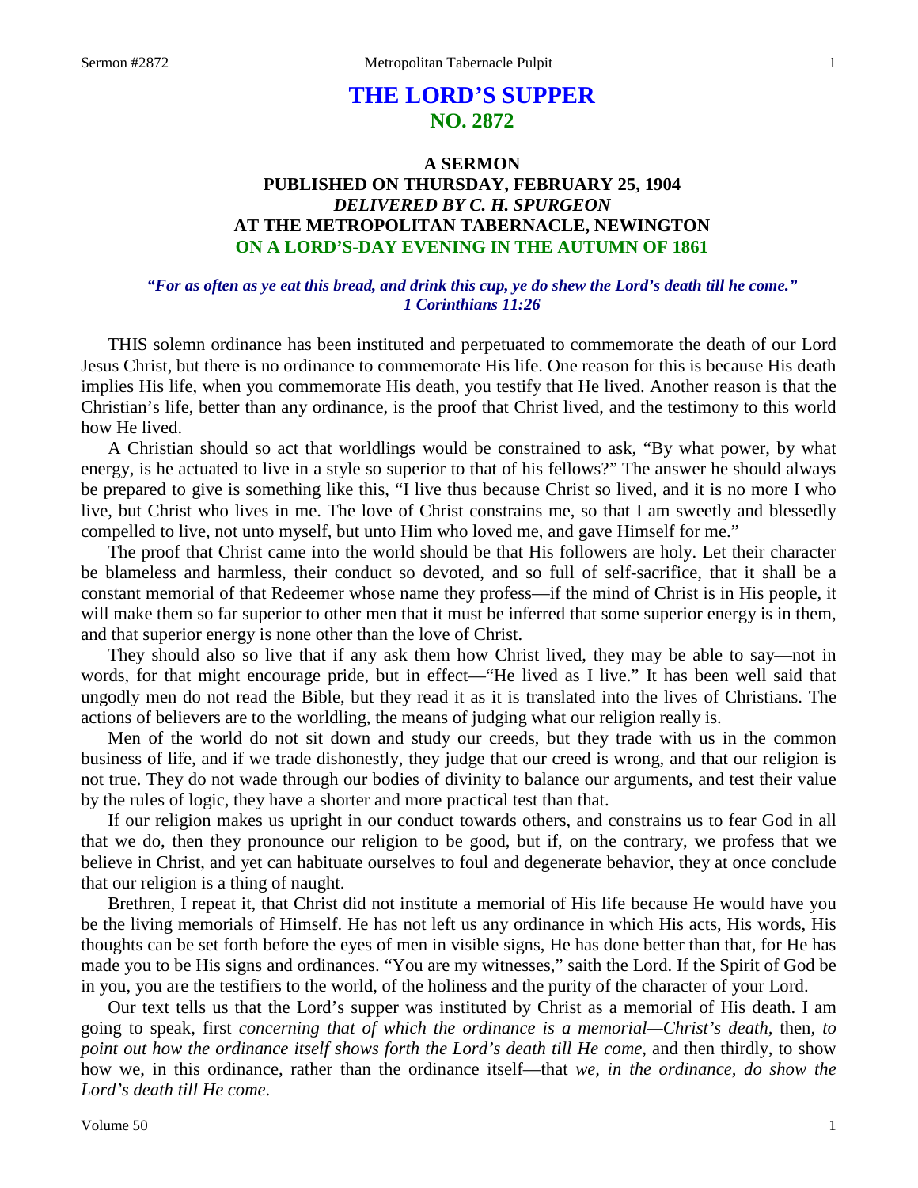# THE LORD'S SUPPER
## NO. 2872

### A SERMON
### PUBLISHED ON THURSDAY, FEBRUARY 25, 1904
### *DELIVERED BY C. H. SPURGEON*
### AT THE METROPOLITAN TABERNACLE, NEWINGTON
### ON A LORD'S-DAY EVENING IN THE AUTUMN OF 1861

***"For as often as ye eat this bread, and drink this cup, ye do shew the Lord's death till he come."***
***1 Corinthians 11:26***

THIS solemn ordinance has been instituted and perpetuated to commemorate the death of our Lord Jesus Christ, but there is no ordinance to commemorate His life. One reason for this is because His death implies His life, when you commemorate His death, you testify that He lived. Another reason is that the Christian's life, better than any ordinance, is the proof that Christ lived, and the testimony to this world how He lived.

A Christian should so act that worldlings would be constrained to ask, "By what power, by what energy, is he actuated to live in a style so superior to that of his fellows?" The answer he should always be prepared to give is something like this, "I live thus because Christ so lived, and it is no more I who live, but Christ who lives in me. The love of Christ constrains me, so that I am sweetly and blessedly compelled to live, not unto myself, but unto Him who loved me, and gave Himself for me."

The proof that Christ came into the world should be that His followers are holy. Let their character be blameless and harmless, their conduct so devoted, and so full of self-sacrifice, that it shall be a constant memorial of that Redeemer whose name they profess—if the mind of Christ is in His people, it will make them so far superior to other men that it must be inferred that some superior energy is in them, and that superior energy is none other than the love of Christ.

They should also so live that if any ask them how Christ lived, they may be able to say—not in words, for that might encourage pride, but in effect—"He lived as I live." It has been well said that ungodly men do not read the Bible, but they read it as it is translated into the lives of Christians. The actions of believers are to the worldling, the means of judging what our religion really is.

Men of the world do not sit down and study our creeds, but they trade with us in the common business of life, and if we trade dishonestly, they judge that our creed is wrong, and that our religion is not true. They do not wade through our bodies of divinity to balance our arguments, and test their value by the rules of logic, they have a shorter and more practical test than that.

If our religion makes us upright in our conduct towards others, and constrains us to fear God in all that we do, then they pronounce our religion to be good, but if, on the contrary, we profess that we believe in Christ, and yet can habituate ourselves to foul and degenerate behavior, they at once conclude that our religion is a thing of naught.

Brethren, I repeat it, that Christ did not institute a memorial of His life because He would have you be the living memorials of Himself. He has not left us any ordinance in which His acts, His words, His thoughts can be set forth before the eyes of men in visible signs, He has done better than that, for He has made you to be His signs and ordinances. "You are my witnesses," saith the Lord. If the Spirit of God be in you, you are the testifiers to the world, of the holiness and the purity of the character of your Lord.

Our text tells us that the Lord's supper was instituted by Christ as a memorial of His death. I am going to speak, first *concerning that of which the ordinance is a memorial—Christ's death,* then, *to point out how the ordinance itself shows forth the Lord's death till He come,* and then thirdly, to show how we, in this ordinance, rather than the ordinance itself—that *we, in the ordinance, do show the Lord's death till He come*.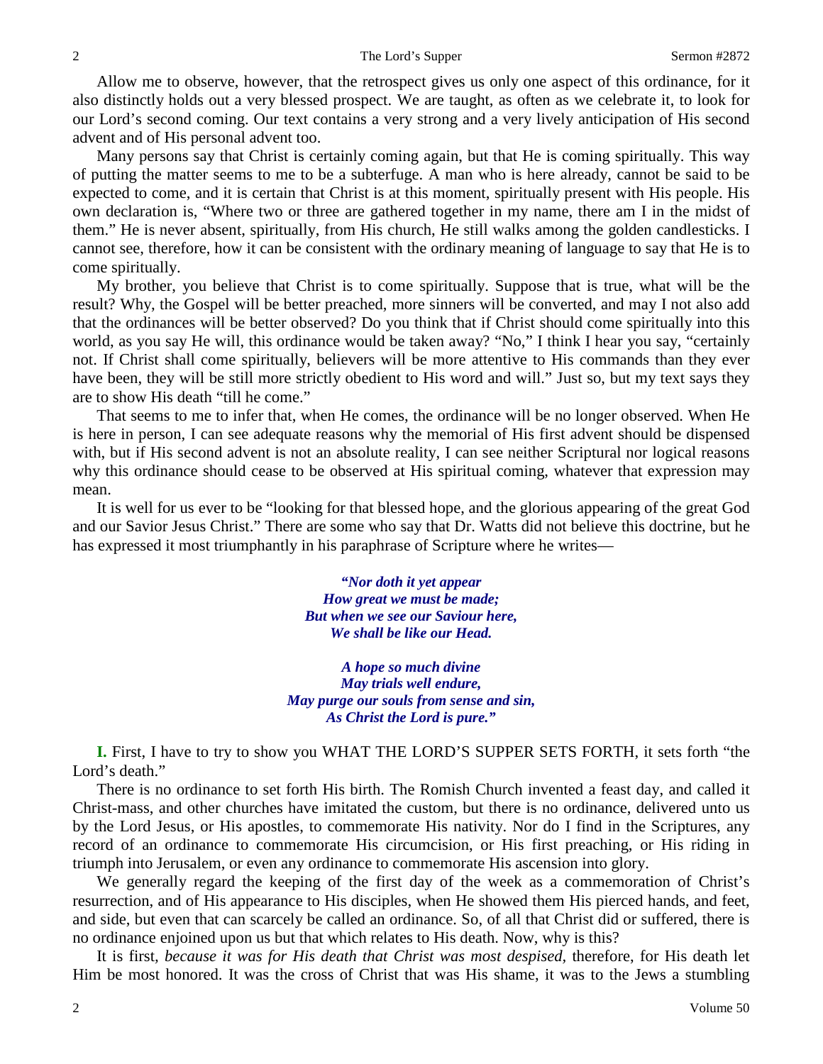Allow me to observe, however, that the retrospect gives us only one aspect of this ordinance, for it also distinctly holds out a very blessed prospect. We are taught, as often as we celebrate it, to look for our Lord's second coming. Our text contains a very strong and a very lively anticipation of His second advent and of His personal advent too.

Many persons say that Christ is certainly coming again, but that He is coming spiritually. This way of putting the matter seems to me to be a subterfuge. A man who is here already, cannot be said to be expected to come, and it is certain that Christ is at this moment, spiritually present with His people. His own declaration is, "Where two or three are gathered together in my name, there am I in the midst of them." He is never absent, spiritually, from His church, He still walks among the golden candlesticks. I cannot see, therefore, how it can be consistent with the ordinary meaning of language to say that He is to come spiritually.

My brother, you believe that Christ is to come spiritually. Suppose that is true, what will be the result? Why, the Gospel will be better preached, more sinners will be converted, and may I not also add that the ordinances will be better observed? Do you think that if Christ should come spiritually into this world, as you say He will, this ordinance would be taken away? "No," I think I hear you say, "certainly not. If Christ shall come spiritually, believers will be more attentive to His commands than they ever have been, they will be still more strictly obedient to His word and will." Just so, but my text says they are to show His death "till he come."

That seems to me to infer that, when He comes, the ordinance will be no longer observed. When He is here in person, I can see adequate reasons why the memorial of His first advent should be dispensed with, but if His second advent is not an absolute reality, I can see neither Scriptural nor logical reasons why this ordinance should cease to be observed at His spiritual coming, whatever that expression may mean.

It is well for us ever to be "looking for that blessed hope, and the glorious appearing of the great God and our Savior Jesus Christ." There are some who say that Dr. Watts did not believe this doctrine, but he has expressed it most triumphantly in his paraphrase of Scripture where he writes—

> ***"Nor doth it yet appear***
> ***How great we must be made;***
> ***But when we see our Saviour here,***
> ***We shall be like our Head.***
>
> ***A hope so much divine***
> ***May trials well endure,***
> ***May purge our souls from sense and sin,***
> ***As Christ the Lord is pure."***

**I.** First, I have to try to show you WHAT THE LORD'S SUPPER SETS FORTH, it sets forth "the Lord's death."

There is no ordinance to set forth His birth. The Romish Church invented a feast day, and called it Christ-mass, and other churches have imitated the custom, but there is no ordinance, delivered unto us by the Lord Jesus, or His apostles, to commemorate His nativity. Nor do I find in the Scriptures, any record of an ordinance to commemorate His circumcision, or His first preaching, or His riding in triumph into Jerusalem, or even any ordinance to commemorate His ascension into glory.

We generally regard the keeping of the first day of the week as a commemoration of Christ's resurrection, and of His appearance to His disciples, when He showed them His pierced hands, and feet, and side, but even that can scarcely be called an ordinance. So, of all that Christ did or suffered, there is no ordinance enjoined upon us but that which relates to His death. Now, why is this?

It is first, *because it was for His death that Christ was most despised,* therefore, for His death let Him be most honored. It was the cross of Christ that was His shame, it was to the Jews a stumbling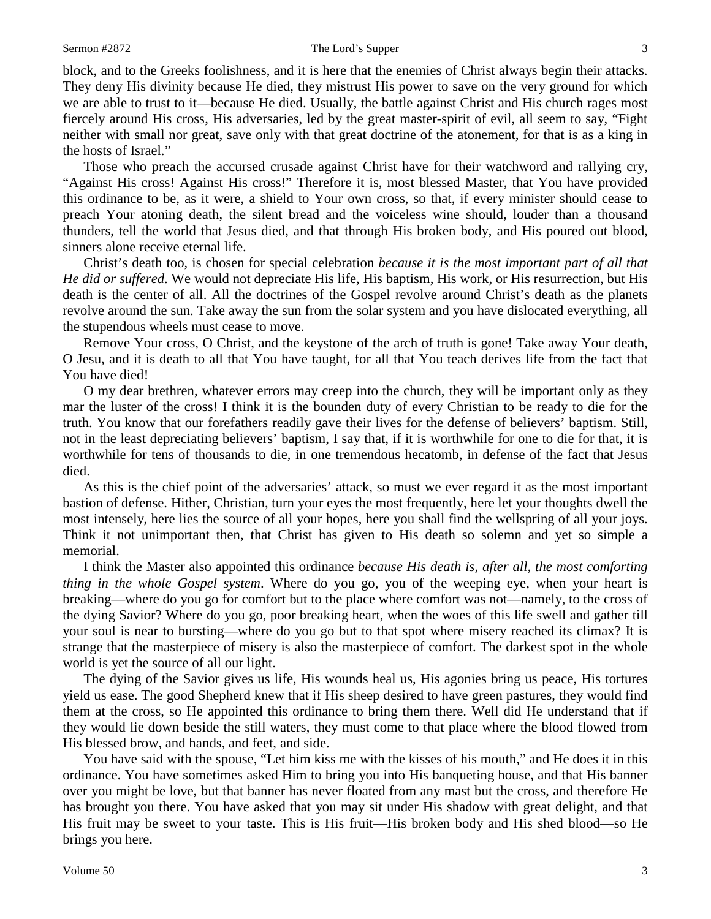block, and to the Greeks foolishness, and it is here that the enemies of Christ always begin their attacks. They deny His divinity because He died, they mistrust His power to save on the very ground for which we are able to trust to it—because He died. Usually, the battle against Christ and His church rages most fiercely around His cross, His adversaries, led by the great master-spirit of evil, all seem to say, "Fight neither with small nor great, save only with that great doctrine of the atonement, for that is as a king in the hosts of Israel."

Those who preach the accursed crusade against Christ have for their watchword and rallying cry, "Against His cross! Against His cross!" Therefore it is, most blessed Master, that You have provided this ordinance to be, as it were, a shield to Your own cross, so that, if every minister should cease to preach Your atoning death, the silent bread and the voiceless wine should, louder than a thousand thunders, tell the world that Jesus died, and that through His broken body, and His poured out blood, sinners alone receive eternal life.

Christ's death too, is chosen for special celebration *because it is the most important part of all that He did or suffered*. We would not depreciate His life, His baptism, His work, or His resurrection, but His death is the center of all. All the doctrines of the Gospel revolve around Christ's death as the planets revolve around the sun. Take away the sun from the solar system and you have dislocated everything, all the stupendous wheels must cease to move.

Remove Your cross, O Christ, and the keystone of the arch of truth is gone! Take away Your death, O Jesu, and it is death to all that You have taught, for all that You teach derives life from the fact that You have died!

O my dear brethren, whatever errors may creep into the church, they will be important only as they mar the luster of the cross! I think it is the bounden duty of every Christian to be ready to die for the truth. You know that our forefathers readily gave their lives for the defense of believers' baptism. Still, not in the least depreciating believers' baptism, I say that, if it is worthwhile for one to die for that, it is worthwhile for tens of thousands to die, in one tremendous hecatomb, in defense of the fact that Jesus died.

As this is the chief point of the adversaries' attack, so must we ever regard it as the most important bastion of defense. Hither, Christian, turn your eyes the most frequently, here let your thoughts dwell the most intensely, here lies the source of all your hopes, here you shall find the wellspring of all your joys. Think it not unimportant then, that Christ has given to His death so solemn and yet so simple a memorial.

I think the Master also appointed this ordinance *because His death is, after all, the most comforting thing in the whole Gospel system*. Where do you go, you of the weeping eye, when your heart is breaking—where do you go for comfort but to the place where comfort was not—namely, to the cross of the dying Savior? Where do you go, poor breaking heart, when the woes of this life swell and gather till your soul is near to bursting—where do you go but to that spot where misery reached its climax? It is strange that the masterpiece of misery is also the masterpiece of comfort. The darkest spot in the whole world is yet the source of all our light.

The dying of the Savior gives us life, His wounds heal us, His agonies bring us peace, His tortures yield us ease. The good Shepherd knew that if His sheep desired to have green pastures, they would find them at the cross, so He appointed this ordinance to bring them there. Well did He understand that if they would lie down beside the still waters, they must come to that place where the blood flowed from His blessed brow, and hands, and feet, and side.

You have said with the spouse, "Let him kiss me with the kisses of his mouth," and He does it in this ordinance. You have sometimes asked Him to bring you into His banqueting house, and that His banner over you might be love, but that banner has never floated from any mast but the cross, and therefore He has brought you there. You have asked that you may sit under His shadow with great delight, and that His fruit may be sweet to your taste. This is His fruit—His broken body and His shed blood—so He brings you here.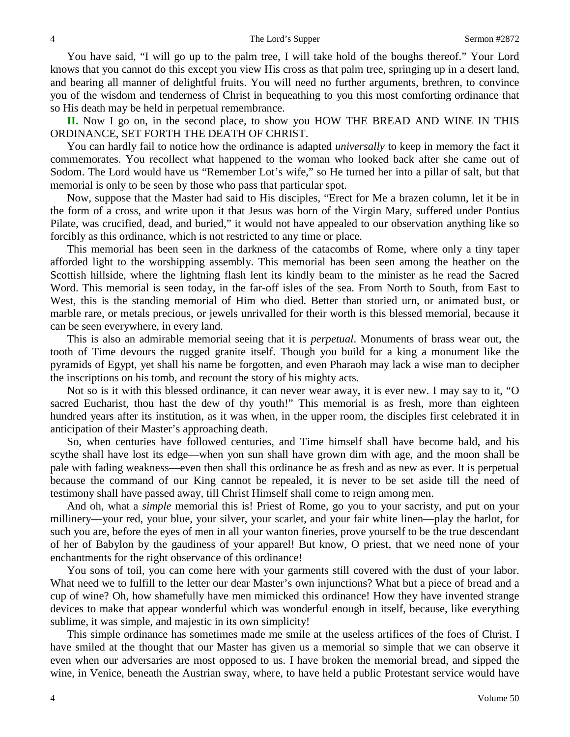You have said, "I will go up to the palm tree, I will take hold of the boughs thereof." Your Lord knows that you cannot do this except you view His cross as that palm tree, springing up in a desert land, and bearing all manner of delightful fruits. You will need no further arguments, brethren, to convince you of the wisdom and tenderness of Christ in bequeathing to you this most comforting ordinance that so His death may be held in perpetual remembrance.

**II.** Now I go on, in the second place, to show you HOW THE BREAD AND WINE IN THIS ORDINANCE, SET FORTH THE DEATH OF CHRIST.

You can hardly fail to notice how the ordinance is adapted *universally* to keep in memory the fact it commemorates. You recollect what happened to the woman who looked back after she came out of Sodom. The Lord would have us "Remember Lot's wife," so He turned her into a pillar of salt, but that memorial is only to be seen by those who pass that particular spot.

Now, suppose that the Master had said to His disciples, "Erect for Me a brazen column, let it be in the form of a cross, and write upon it that Jesus was born of the Virgin Mary, suffered under Pontius Pilate, was crucified, dead, and buried," it would not have appealed to our observation anything like so forcibly as this ordinance, which is not restricted to any time or place.

This memorial has been seen in the darkness of the catacombs of Rome, where only a tiny taper afforded light to the worshipping assembly. This memorial has been seen among the heather on the Scottish hillside, where the lightning flash lent its kindly beam to the minister as he read the Sacred Word. This memorial is seen today, in the far-off isles of the sea. From North to South, from East to West, this is the standing memorial of Him who died. Better than storied urn, or animated bust, or marble rare, or metals precious, or jewels unrivalled for their worth is this blessed memorial, because it can be seen everywhere, in every land.

This is also an admirable memorial seeing that it is *perpetual*. Monuments of brass wear out, the tooth of Time devours the rugged granite itself. Though you build for a king a monument like the pyramids of Egypt, yet shall his name be forgotten, and even Pharaoh may lack a wise man to decipher the inscriptions on his tomb, and recount the story of his mighty acts.

Not so is it with this blessed ordinance, it can never wear away, it is ever new. I may say to it, "O sacred Eucharist, thou hast the dew of thy youth!" This memorial is as fresh, more than eighteen hundred years after its institution, as it was when, in the upper room, the disciples first celebrated it in anticipation of their Master's approaching death.

So, when centuries have followed centuries, and Time himself shall have become bald, and his scythe shall have lost its edge—when yon sun shall have grown dim with age, and the moon shall be pale with fading weakness—even then shall this ordinance be as fresh and as new as ever. It is perpetual because the command of our King cannot be repealed, it is never to be set aside till the need of testimony shall have passed away, till Christ Himself shall come to reign among men.

And oh, what a *simple* memorial this is! Priest of Rome, go you to your sacristy, and put on your millinery—your red, your blue, your silver, your scarlet, and your fair white linen—play the harlot, for such you are, before the eyes of men in all your wanton fineries, prove yourself to be the true descendant of her of Babylon by the gaudiness of your apparel! But know, O priest, that we need none of your enchantments for the right observance of this ordinance!

You sons of toil, you can come here with your garments still covered with the dust of your labor. What need we to fulfill to the letter our dear Master's own injunctions? What but a piece of bread and a cup of wine? Oh, how shamefully have men mimicked this ordinance! How they have invented strange devices to make that appear wonderful which was wonderful enough in itself, because, like everything sublime, it was simple, and majestic in its own simplicity!

This simple ordinance has sometimes made me smile at the useless artifices of the foes of Christ. I have smiled at the thought that our Master has given us a memorial so simple that we can observe it even when our adversaries are most opposed to us. I have broken the memorial bread, and sipped the wine, in Venice, beneath the Austrian sway, where, to have held a public Protestant service would have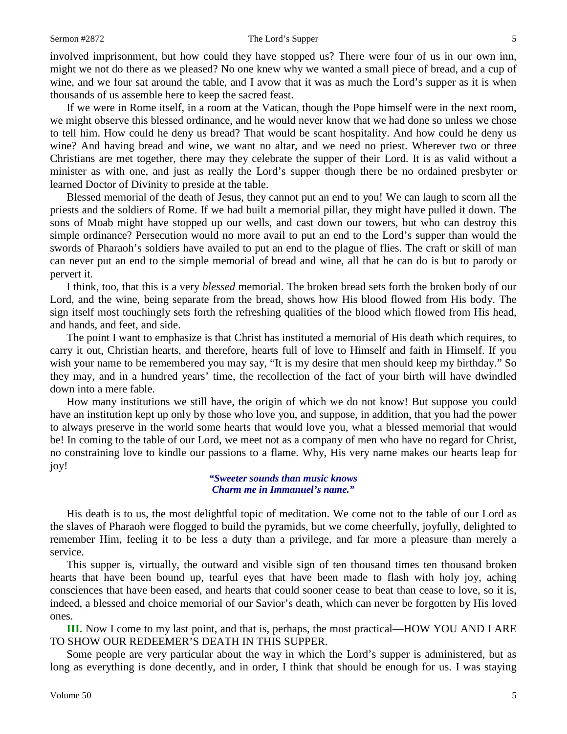involved imprisonment, but how could they have stopped us? There were four of us in our own inn, might we not do there as we pleased? No one knew why we wanted a small piece of bread, and a cup of wine, and we four sat around the table, and I avow that it was as much the Lord's supper as it is when thousands of us assemble here to keep the sacred feast.

If we were in Rome itself, in a room at the Vatican, though the Pope himself were in the next room, we might observe this blessed ordinance, and he would never know that we had done so unless we chose to tell him. How could he deny us bread? That would be scant hospitality. And how could he deny us wine? And having bread and wine, we want no altar, and we need no priest. Wherever two or three Christians are met together, there may they celebrate the supper of their Lord. It is as valid without a minister as with one, and just as really the Lord's supper though there be no ordained presbyter or learned Doctor of Divinity to preside at the table.

Blessed memorial of the death of Jesus, they cannot put an end to you! We can laugh to scorn all the priests and the soldiers of Rome. If we had built a memorial pillar, they might have pulled it down. The sons of Moab might have stopped up our wells, and cast down our towers, but who can destroy this simple ordinance? Persecution would no more avail to put an end to the Lord's supper than would the swords of Pharaoh's soldiers have availed to put an end to the plague of flies. The craft or skill of man can never put an end to the simple memorial of bread and wine, all that he can do is but to parody or pervert it.

I think, too, that this is a very *blessed* memorial. The broken bread sets forth the broken body of our Lord, and the wine, being separate from the bread, shows how His blood flowed from His body. The sign itself most touchingly sets forth the refreshing qualities of the blood which flowed from His head, and hands, and feet, and side.

The point I want to emphasize is that Christ has instituted a memorial of His death which requires, to carry it out, Christian hearts, and therefore, hearts full of love to Himself and faith in Himself. If you wish your name to be remembered you may say, "It is my desire that men should keep my birthday." So they may, and in a hundred years' time, the recollection of the fact of your birth will have dwindled down into a mere fable.

How many institutions we still have, the origin of which we do not know! But suppose you could have an institution kept up only by those who love you, and suppose, in addition, that you had the power to always preserve in the world some hearts that would love you, what a blessed memorial that would be! In coming to the table of our Lord, we meet not as a company of men who have no regard for Christ, no constraining love to kindle our passions to a flame. Why, His very name makes our hearts leap for joy!

> ***"Sweeter sounds than music knows***
> ***Charm me in Immanuel's name."***

His death is to us, the most delightful topic of meditation. We come not to the table of our Lord as the slaves of Pharaoh were flogged to build the pyramids, but we come cheerfully, joyfully, delighted to remember Him, feeling it to be less a duty than a privilege, and far more a pleasure than merely a service.

This supper is, virtually, the outward and visible sign of ten thousand times ten thousand broken hearts that have been bound up, tearful eyes that have been made to flash with holy joy, aching consciences that have been eased, and hearts that could sooner cease to beat than cease to love, so it is, indeed, a blessed and choice memorial of our Savior's death, which can never be forgotten by His loved ones.

**III.** Now I come to my last point, and that is, perhaps, the most practical—HOW YOU AND I ARE TO SHOW OUR REDEEMER'S DEATH IN THIS SUPPER.

Some people are very particular about the way in which the Lord's supper is administered, but as long as everything is done decently, and in order, I think that should be enough for us. I was staying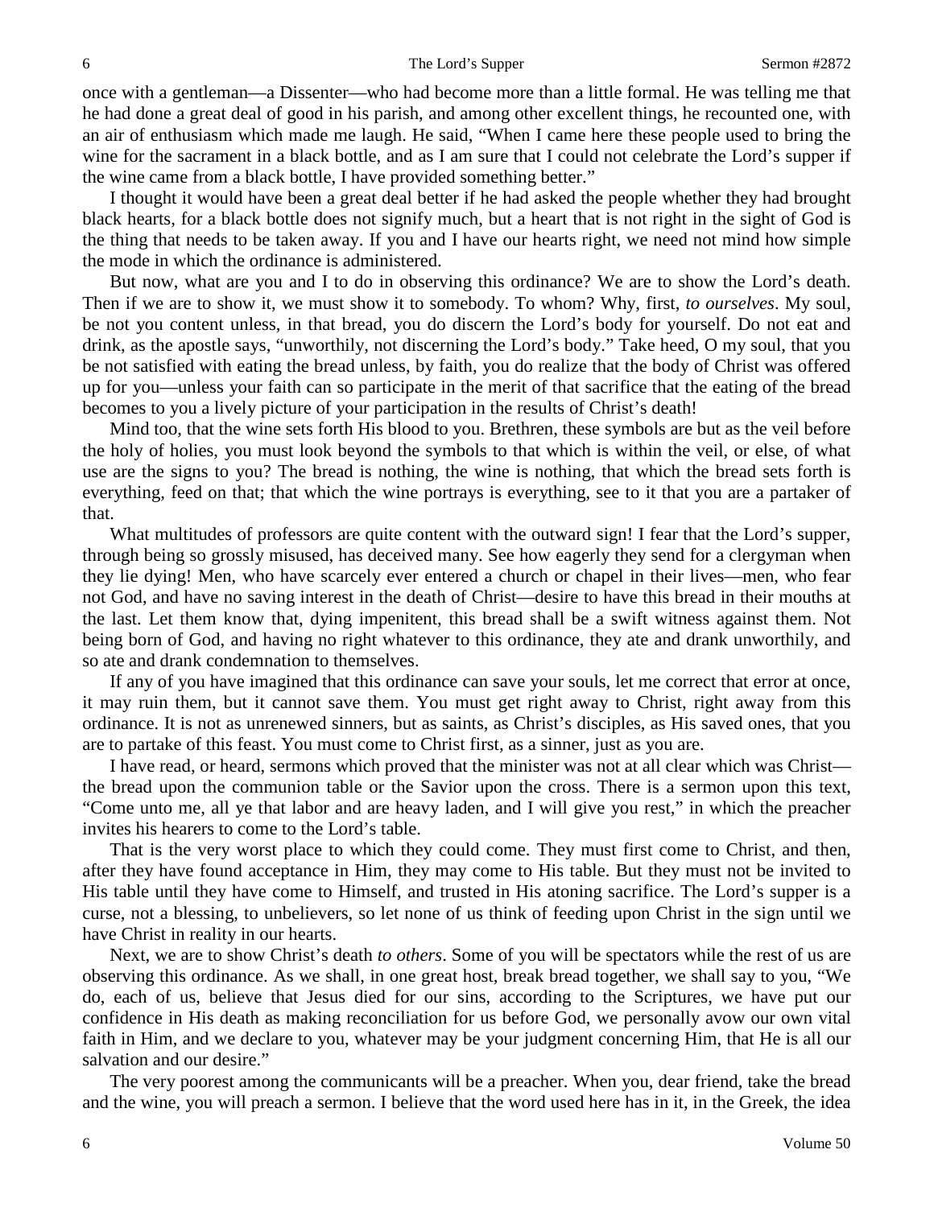once with a gentleman—a Dissenter—who had become more than a little formal. He was telling me that he had done a great deal of good in his parish, and among other excellent things, he recounted one, with an air of enthusiasm which made me laugh. He said, "When I came here these people used to bring the wine for the sacrament in a black bottle, and as I am sure that I could not celebrate the Lord's supper if the wine came from a black bottle, I have provided something better."

I thought it would have been a great deal better if he had asked the people whether they had brought black hearts, for a black bottle does not signify much, but a heart that is not right in the sight of God is the thing that needs to be taken away. If you and I have our hearts right, we need not mind how simple the mode in which the ordinance is administered.

But now, what are you and I to do in observing this ordinance? We are to show the Lord's death. Then if we are to show it, we must show it to somebody. To whom? Why, first, *to ourselves*. My soul, be not you content unless, in that bread, you do discern the Lord's body for yourself. Do not eat and drink, as the apostle says, "unworthily, not discerning the Lord's body." Take heed, O my soul, that you be not satisfied with eating the bread unless, by faith, you do realize that the body of Christ was offered up for you—unless your faith can so participate in the merit of that sacrifice that the eating of the bread becomes to you a lively picture of your participation in the results of Christ's death!

Mind too, that the wine sets forth His blood to you. Brethren, these symbols are but as the veil before the holy of holies, you must look beyond the symbols to that which is within the veil, or else, of what use are the signs to you? The bread is nothing, the wine is nothing, that which the bread sets forth is everything, feed on that; that which the wine portrays is everything, see to it that you are a partaker of that.

What multitudes of professors are quite content with the outward sign! I fear that the Lord's supper, through being so grossly misused, has deceived many. See how eagerly they send for a clergyman when they lie dying! Men, who have scarcely ever entered a church or chapel in their lives—men, who fear not God, and have no saving interest in the death of Christ—desire to have this bread in their mouths at the last. Let them know that, dying impenitent, this bread shall be a swift witness against them. Not being born of God, and having no right whatever to this ordinance, they ate and drank unworthily, and so ate and drank condemnation to themselves.

If any of you have imagined that this ordinance can save your souls, let me correct that error at once, it may ruin them, but it cannot save them. You must get right away to Christ, right away from this ordinance. It is not as unrenewed sinners, but as saints, as Christ's disciples, as His saved ones, that you are to partake of this feast. You must come to Christ first, as a sinner, just as you are.

I have read, or heard, sermons which proved that the minister was not at all clear which was Christ—the bread upon the communion table or the Savior upon the cross. There is a sermon upon this text, "Come unto me, all ye that labor and are heavy laden, and I will give you rest," in which the preacher invites his hearers to come to the Lord's table.

That is the very worst place to which they could come. They must first come to Christ, and then, after they have found acceptance in Him, they may come to His table. But they must not be invited to His table until they have come to Himself, and trusted in His atoning sacrifice. The Lord's supper is a curse, not a blessing, to unbelievers, so let none of us think of feeding upon Christ in the sign until we have Christ in reality in our hearts.

Next, we are to show Christ's death *to others*. Some of you will be spectators while the rest of us are observing this ordinance. As we shall, in one great host, break bread together, we shall say to you, "We do, each of us, believe that Jesus died for our sins, according to the Scriptures, we have put our confidence in His death as making reconciliation for us before God, we personally avow our own vital faith in Him, and we declare to you, whatever may be your judgment concerning Him, that He is all our salvation and our desire."

The very poorest among the communicants will be a preacher. When you, dear friend, take the bread and the wine, you will preach a sermon. I believe that the word used here has in it, in the Greek, the idea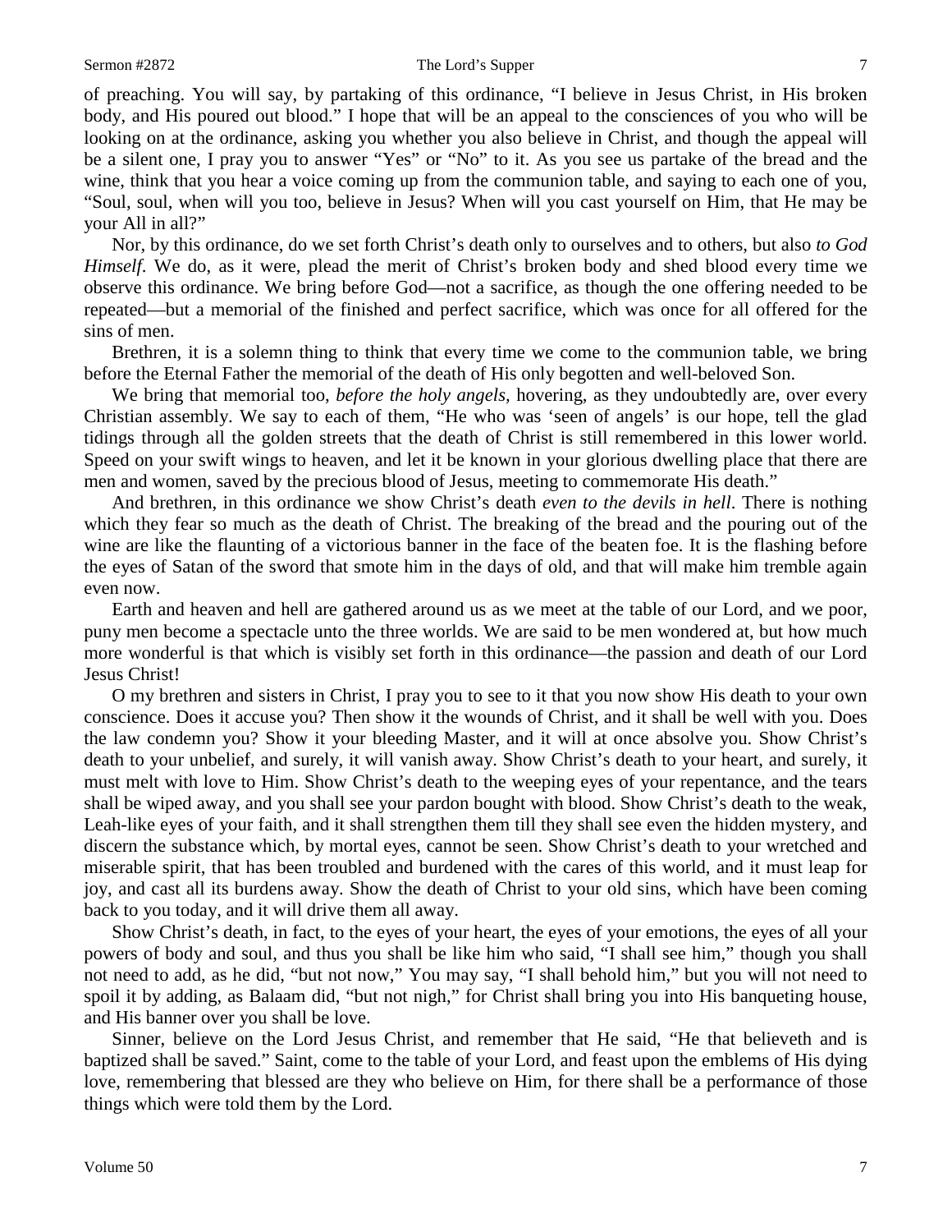of preaching. You will say, by partaking of this ordinance, "I believe in Jesus Christ, in His broken body, and His poured out blood." I hope that will be an appeal to the consciences of you who will be looking on at the ordinance, asking you whether you also believe in Christ, and though the appeal will be a silent one, I pray you to answer "Yes" or "No" to it. As you see us partake of the bread and the wine, think that you hear a voice coming up from the communion table, and saying to each one of you, "Soul, soul, when will you too, believe in Jesus? When will you cast yourself on Him, that He may be your All in all?"

Nor, by this ordinance, do we set forth Christ's death only to ourselves and to others, but also *to God Himself*. We do, as it were, plead the merit of Christ's broken body and shed blood every time we observe this ordinance. We bring before God—not a sacrifice, as though the one offering needed to be repeated—but a memorial of the finished and perfect sacrifice, which was once for all offered for the sins of men.

Brethren, it is a solemn thing to think that every time we come to the communion table, we bring before the Eternal Father the memorial of the death of His only begotten and well-beloved Son.

We bring that memorial too, *before the holy angels*, hovering, as they undoubtedly are, over every Christian assembly. We say to each of them, "He who was 'seen of angels' is our hope, tell the glad tidings through all the golden streets that the death of Christ is still remembered in this lower world. Speed on your swift wings to heaven, and let it be known in your glorious dwelling place that there are men and women, saved by the precious blood of Jesus, meeting to commemorate His death."

And brethren, in this ordinance we show Christ's death *even to the devils in hell*. There is nothing which they fear so much as the death of Christ. The breaking of the bread and the pouring out of the wine are like the flaunting of a victorious banner in the face of the beaten foe. It is the flashing before the eyes of Satan of the sword that smote him in the days of old, and that will make him tremble again even now.

Earth and heaven and hell are gathered around us as we meet at the table of our Lord, and we poor, puny men become a spectacle unto the three worlds. We are said to be men wondered at, but how much more wonderful is that which is visibly set forth in this ordinance—the passion and death of our Lord Jesus Christ!

O my brethren and sisters in Christ, I pray you to see to it that you now show His death to your own conscience. Does it accuse you? Then show it the wounds of Christ, and it shall be well with you. Does the law condemn you? Show it your bleeding Master, and it will at once absolve you. Show Christ's death to your unbelief, and surely, it will vanish away. Show Christ's death to your heart, and surely, it must melt with love to Him. Show Christ's death to the weeping eyes of your repentance, and the tears shall be wiped away, and you shall see your pardon bought with blood. Show Christ's death to the weak, Leah-like eyes of your faith, and it shall strengthen them till they shall see even the hidden mystery, and discern the substance which, by mortal eyes, cannot be seen. Show Christ's death to your wretched and miserable spirit, that has been troubled and burdened with the cares of this world, and it must leap for joy, and cast all its burdens away. Show the death of Christ to your old sins, which have been coming back to you today, and it will drive them all away.

Show Christ's death, in fact, to the eyes of your heart, the eyes of your emotions, the eyes of all your powers of body and soul, and thus you shall be like him who said, "I shall see him," though you shall not need to add, as he did, "but not now," You may say, "I shall behold him," but you will not need to spoil it by adding, as Balaam did, "but not nigh," for Christ shall bring you into His banqueting house, and His banner over you shall be love.

Sinner, believe on the Lord Jesus Christ, and remember that He said, "He that believeth and is baptized shall be saved." Saint, come to the table of your Lord, and feast upon the emblems of His dying love, remembering that blessed are they who believe on Him, for there shall be a performance of those things which were told them by the Lord.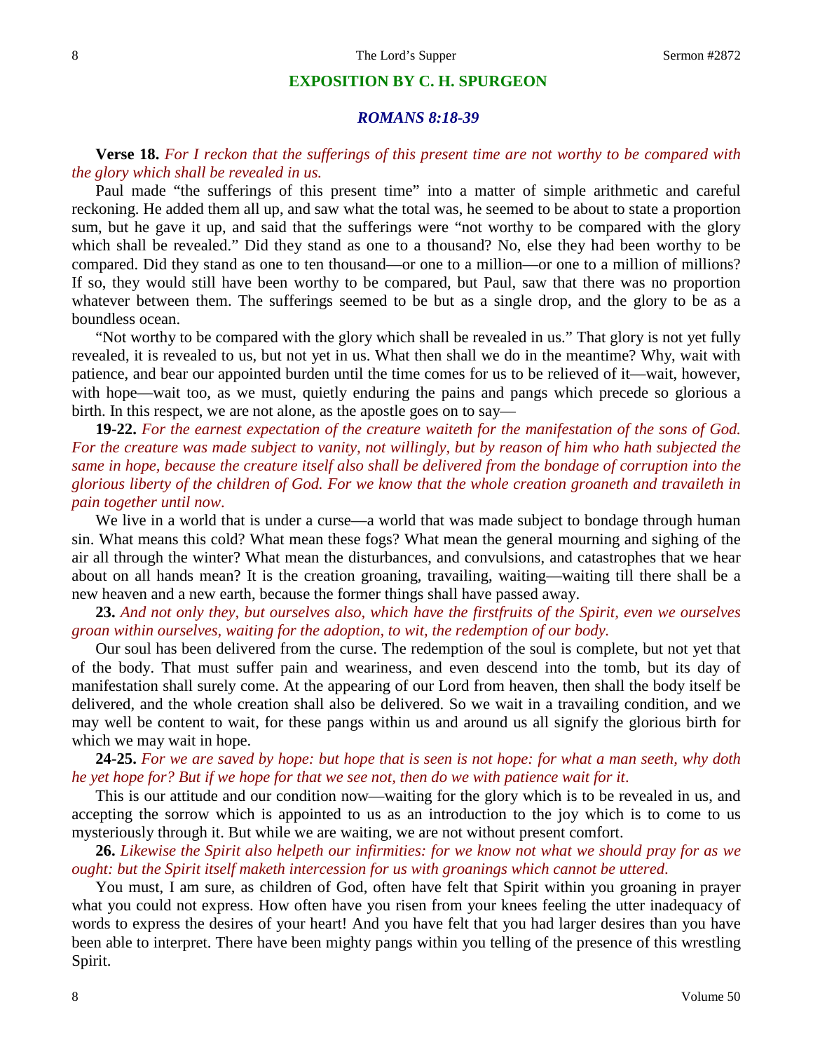## EXPOSITION BY C. H. SPURGEON

### *ROMANS 8:18-39*

**Verse 18.** *For I reckon that the sufferings of this present time are not worthy to be compared with the glory which shall be revealed in us.*

Paul made "the sufferings of this present time" into a matter of simple arithmetic and careful reckoning. He added them all up, and saw what the total was, he seemed to be about to state a proportion sum, but he gave it up, and said that the sufferings were "not worthy to be compared with the glory which shall be revealed." Did they stand as one to a thousand? No, else they had been worthy to be compared. Did they stand as one to ten thousand—or one to a million—or one to a million of millions? If so, they would still have been worthy to be compared, but Paul, saw that there was no proportion whatever between them. The sufferings seemed to be but as a single drop, and the glory to be as a boundless ocean.

"Not worthy to be compared with the glory which shall be revealed in us." That glory is not yet fully revealed, it is revealed to us, but not yet in us. What then shall we do in the meantime? Why, wait with patience, and bear our appointed burden until the time comes for us to be relieved of it—wait, however, with hope—wait too, as we must, quietly enduring the pains and pangs which precede so glorious a birth. In this respect, we are not alone, as the apostle goes on to say—

**19-22.** *For the earnest expectation of the creature waiteth for the manifestation of the sons of God. For the creature was made subject to vanity, not willingly, but by reason of him who hath subjected the same in hope, because the creature itself also shall be delivered from the bondage of corruption into the glorious liberty of the children of God. For we know that the whole creation groaneth and travaileth in pain together until now.*

We live in a world that is under a curse—a world that was made subject to bondage through human sin. What means this cold? What mean these fogs? What mean the general mourning and sighing of the air all through the winter? What mean the disturbances, and convulsions, and catastrophes that we hear about on all hands mean? It is the creation groaning, travailing, waiting—waiting till there shall be a new heaven and a new earth, because the former things shall have passed away.

**23.** *And not only they, but ourselves also, which have the firstfruits of the Spirit, even we ourselves groan within ourselves, waiting for the adoption, to wit, the redemption of our body.*

Our soul has been delivered from the curse. The redemption of the soul is complete, but not yet that of the body. That must suffer pain and weariness, and even descend into the tomb, but its day of manifestation shall surely come. At the appearing of our Lord from heaven, then shall the body itself be delivered, and the whole creation shall also be delivered. So we wait in a travailing condition, and we may well be content to wait, for these pangs within us and around us all signify the glorious birth for which we may wait in hope.

**24-25.** *For we are saved by hope: but hope that is seen is not hope: for what a man seeth, why doth he yet hope for? But if we hope for that we see not, then do we with patience wait for it.*

This is our attitude and our condition now—waiting for the glory which is to be revealed in us, and accepting the sorrow which is appointed to us as an introduction to the joy which is to come to us mysteriously through it. But while we are waiting, we are not without present comfort.

**26.** *Likewise the Spirit also helpeth our infirmities: for we know not what we should pray for as we ought: but the Spirit itself maketh intercession for us with groanings which cannot be uttered.*

You must, I am sure, as children of God, often have felt that Spirit within you groaning in prayer what you could not express. How often have you risen from your knees feeling the utter inadequacy of words to express the desires of your heart! And you have felt that you had larger desires than you have been able to interpret. There have been mighty pangs within you telling of the presence of this wrestling Spirit.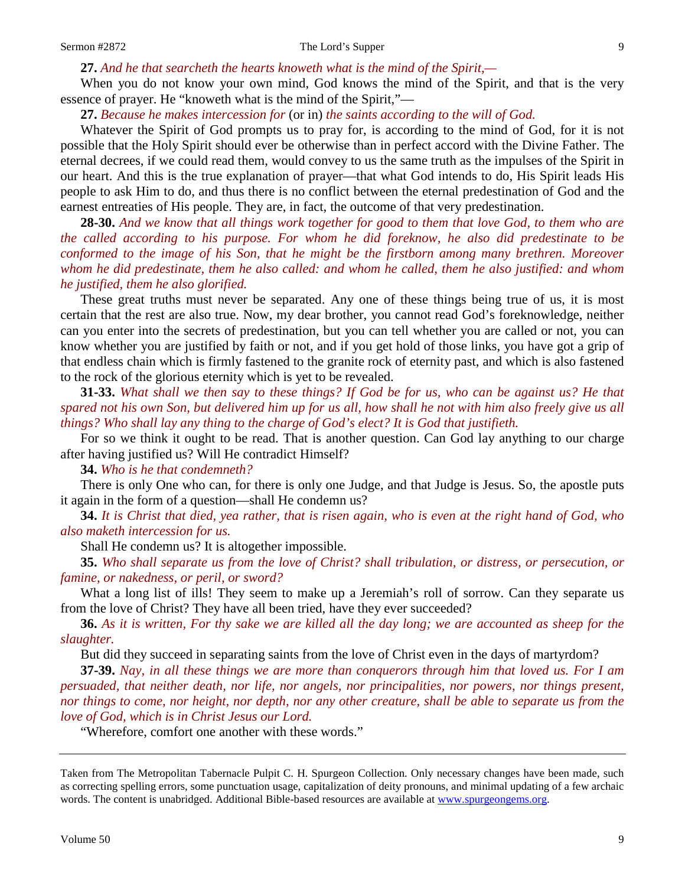**27.** *And he that searcheth the hearts knoweth what is the mind of the Spirit,—*

When you do not know your own mind, God knows the mind of the Spirit, and that is the very essence of prayer. He "knoweth what is the mind of the Spirit,"—

**27.** *Because he makes intercession for* (or in) *the saints according to the will of God.*

Whatever the Spirit of God prompts us to pray for, is according to the mind of God, for it is not possible that the Holy Spirit should ever be otherwise than in perfect accord with the Divine Father. The eternal decrees, if we could read them, would convey to us the same truth as the impulses of the Spirit in our heart. And this is the true explanation of prayer—that what God intends to do, His Spirit leads His people to ask Him to do, and thus there is no conflict between the eternal predestination of God and the earnest entreaties of His people. They are, in fact, the outcome of that very predestination.

**28-30.** *And we know that all things work together for good to them that love God, to them who are the called according to his purpose. For whom he did foreknow, he also did predestinate to be conformed to the image of his Son, that he might be the firstborn among many brethren. Moreover whom he did predestinate, them he also called: and whom he called, them he also justified: and whom he justified, them he also glorified.*

These great truths must never be separated. Any one of these things being true of us, it is most certain that the rest are also true. Now, my dear brother, you cannot read God's foreknowledge, neither can you enter into the secrets of predestination, but you can tell whether you are called or not, you can know whether you are justified by faith or not, and if you get hold of those links, you have got a grip of that endless chain which is firmly fastened to the granite rock of eternity past, and which is also fastened to the rock of the glorious eternity which is yet to be revealed.

**31-33.** *What shall we then say to these things? If God be for us, who can be against us? He that spared not his own Son, but delivered him up for us all, how shall he not with him also freely give us all things? Who shall lay any thing to the charge of God's elect? It is God that justifieth.*

For so we think it ought to be read. That is another question. Can God lay anything to our charge after having justified us? Will He contradict Himself?

**34.** *Who is he that condemneth?*

There is only One who can, for there is only one Judge, and that Judge is Jesus. So, the apostle puts it again in the form of a question—shall He condemn us?

**34.** *It is Christ that died, yea rather, that is risen again, who is even at the right hand of God, who also maketh intercession for us.*

Shall He condemn us? It is altogether impossible.

**35.** *Who shall separate us from the love of Christ? shall tribulation, or distress, or persecution, or famine, or nakedness, or peril, or sword?*

What a long list of ills! They seem to make up a Jeremiah's roll of sorrow. Can they separate us from the love of Christ? They have all been tried, have they ever succeeded?

**36.** *As it is written, For thy sake we are killed all the day long; we are accounted as sheep for the slaughter.*

But did they succeed in separating saints from the love of Christ even in the days of martyrdom?

**37-39.** *Nay, in all these things we are more than conquerors through him that loved us. For I am persuaded, that neither death, nor life, nor angels, nor principalities, nor powers, nor things present, nor things to come, nor height, nor depth, nor any other creature, shall be able to separate us from the love of God, which is in Christ Jesus our Lord.*

"Wherefore, comfort one another with these words."

---

Taken from The Metropolitan Tabernacle Pulpit C. H. Spurgeon Collection. Only necessary changes have been made, such as correcting spelling errors, some punctuation usage, capitalization of deity pronouns, and minimal updating of a few archaic words. The content is unabridged. Additional Bible-based resources are available at www.spurgeongems.org.